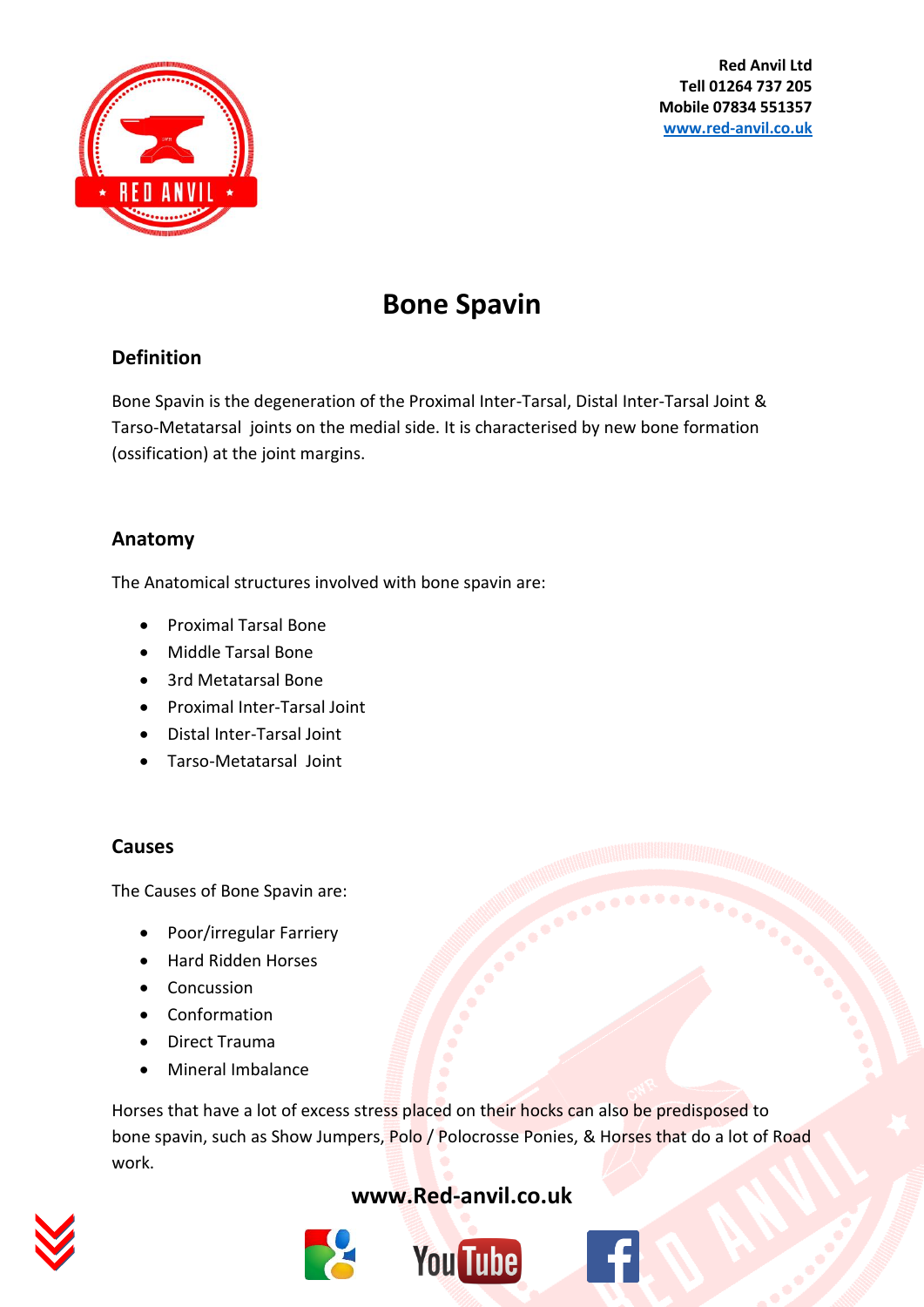Red Anvil Ltd
Tell 01264 737 205
Mobile 07834 551357
www.red-anvil.co.uk

# Bone Spavin

## Definition

Bone Spavin is the degeneration of the Proximal Inter-Tarsal, Distal Inter-Tarsal Joint & Tarso-Metatarsal joints on the medial side. It is characterised by new bone formation (ossification) at the joint margins.

## Anatomy

The Anatomical structures involved with bone spavin are:

- Proximal Tarsal Bone
- Middle Tarsal Bone
- 3rd Metatarsal Bone
- Proximal Inter-Tarsal Joint
- Distal Inter-Tarsal Joint
- Tarso-Metatarsal Joint

## Causes

The Causes of Bone Spavin are:

- Poor/irregular Farriery
- Hard Ridden Horses
- Concussion
- Conformation
- Direct Trauma
- Mineral Imbalance

Horses that have a lot of excess stress placed on their hocks can also be predisposed to bone spavin, such as Show Jumpers, Polo / Polocrosse Ponies, & Horses that do a lot of Road work.

www.Red-anvil.co.uk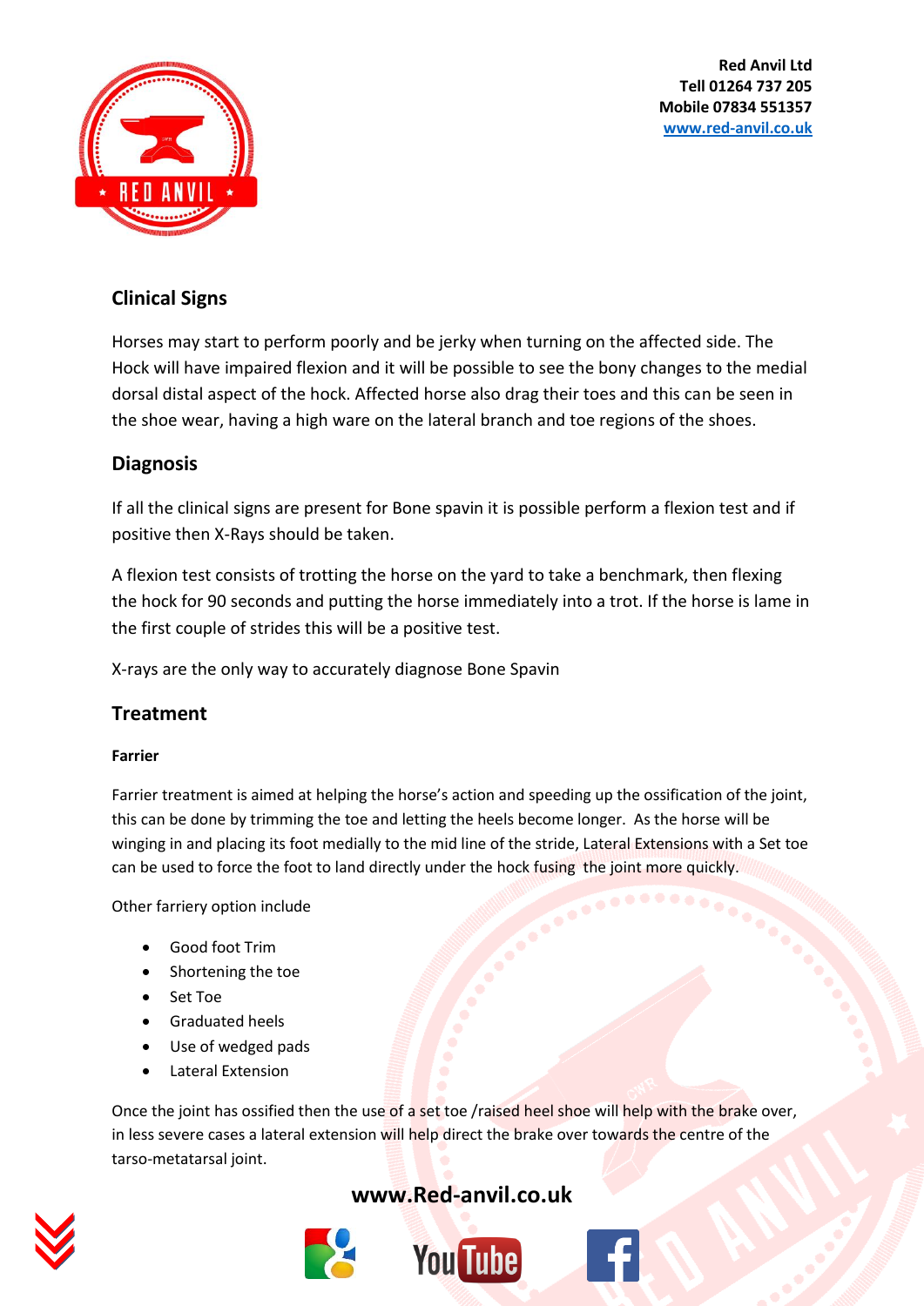## Clinical Signs

Horses may start to perform poorly and be jerky when turning on the affected side. The Hock will have impaired flexion and it will be possible to see the bony changes to the medial dorsal distal aspect of the hock. Affected horse also drag their toes and this can be seen in the shoe wear, having a high ware on the lateral branch and toe regions of the shoes.

## Diagnosis

If all the clinical signs are present for Bone spavin it is possible perform a flexion test and if positive then X-Rays should be taken.

A flexion test consists of trotting the horse on the yard to take a benchmark, then flexing the hock for 90 seconds and putting the horse immediately into a trot. If the horse is lame in the first couple of strides this will be a positive test.

X-rays are the only way to accurately diagnose Bone Spavin

## Treatment

### Farrier

Farrier treatment is aimed at helping the horse's action and speeding up the ossification of the joint, this can be done by trimming the toe and letting the heels become longer. As the horse will be winging in and placing its foot medially to the mid line of the stride, Lateral Extensions with a Set toe can be used to force the foot to land directly under the hock fusing the joint more quickly.

Other farriery option include

- Good foot Trim
- Shortening the toe
- Set Toe
- Graduated heels
- Use of wedged pads
- Lateral Extension

Once the joint has ossified then the use of a set toe /raised heel shoe will help with the brake over, in less severe cases a lateral extension will help direct the brake over towards the centre of the tarso-metatarsal joint.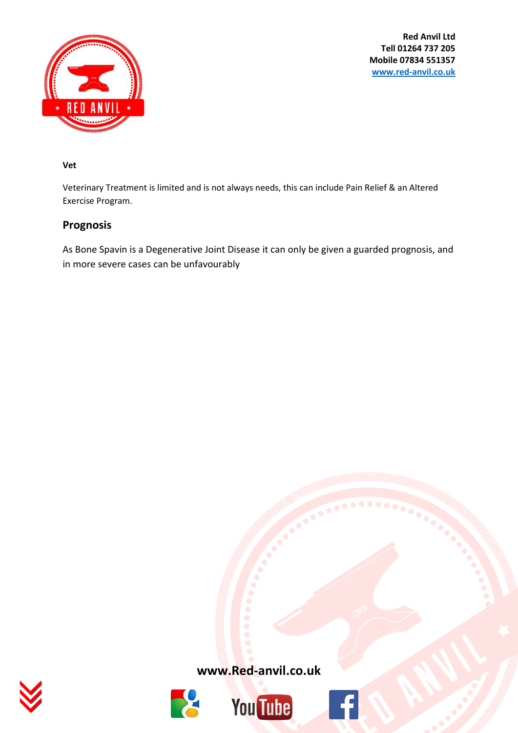**Vet**

Veterinary Treatment is limited and is not always needs, this can include Pain Relief & an Altered Exercise Program.

## Prognosis

As Bone Spavin is a Degenerative Joint Disease it can only be given a guarded prognosis, and in more severe cases can be unfavourably